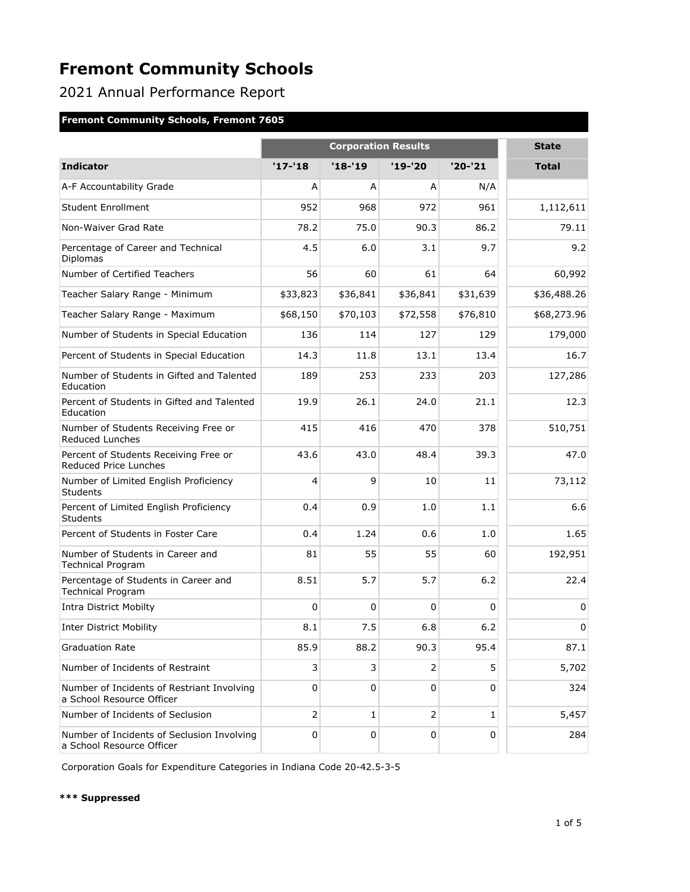# Fremont Community Schools

2021 Annual Performance Report

**Fremont Community Schools, Fremont 7605**

| Indicator | Corporation Results '17-'18 | '18-'19 | '19-'20 | '20-'21 | State Total |
|---|---|---|---|---|---|
| A-F Accountability Grade | A | A | A | N/A | |
| Student Enrollment | 952 | 968 | 972 | 961 | 1,112,611 |
| Non-Waiver Grad Rate | 78.2 | 75.0 | 90.3 | 86.2 | 79.11 |
| Percentage of Career and Technical Diplomas | 4.5 | 6.0 | 3.1 | 9.7 | 9.2 |
| Number of Certified Teachers | 56 | 60 | 61 | 64 | 60,992 |
| Teacher Salary Range - Minimum | $33,823 | $36,841 | $36,841 | $31,639 | $36,488.26 |
| Teacher Salary Range - Maximum | $68,150 | $70,103 | $72,558 | $76,810 | $68,273.96 |
| Number of Students in Special Education | 136 | 114 | 127 | 129 | 179,000 |
| Percent of Students in Special Education | 14.3 | 11.8 | 13.1 | 13.4 | 16.7 |
| Number of Students in Gifted and Talented Education | 189 | 253 | 233 | 203 | 127,286 |
| Percent of Students in Gifted and Talented Education | 19.9 | 26.1 | 24.0 | 21.1 | 12.3 |
| Number of Students Receiving Free or Reduced Lunches | 415 | 416 | 470 | 378 | 510,751 |
| Percent of Students Receiving Free or Reduced Price Lunches | 43.6 | 43.0 | 48.4 | 39.3 | 47.0 |
| Number of Limited English Proficiency Students | 4 | 9 | 10 | 11 | 73,112 |
| Percent of Limited English Proficiency Students | 0.4 | 0.9 | 1.0 | 1.1 | 6.6 |
| Percent of Students in Foster Care | 0.4 | 1.24 | 0.6 | 1.0 | 1.65 |
| Number of Students in Career and Technical Program | 81 | 55 | 55 | 60 | 192,951 |
| Percentage of Students in Career and Technical Program | 8.51 | 5.7 | 5.7 | 6.2 | 22.4 |
| Intra District Mobilty | 0 | 0 | 0 | 0 | 0 |
| Inter District Mobility | 8.1 | 7.5 | 6.8 | 6.2 | 0 |
| Graduation Rate | 85.9 | 88.2 | 90.3 | 95.4 | 87.1 |
| Number of Incidents of Restraint | 3 | 3 | 2 | 5 | 5,702 |
| Number of Incidents of Restriant Involving a School Resource Officer | 0 | 0 | 0 | 0 | 324 |
| Number of Incidents of Seclusion | 2 | 1 | 2 | 1 | 5,457 |
| Number of Incidents of Seclusion Involving a School Resource Officer | 0 | 0 | 0 | 0 | 284 |

Corporation Goals for Expenditure Categories in Indiana Code 20-42.5-3-5

**\*\*\* Suppressed**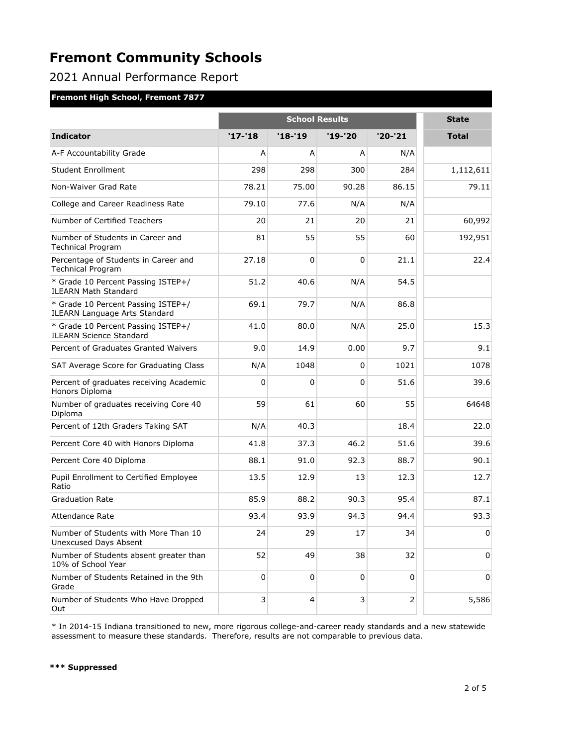# Fremont Community Schools

## 2021 Annual Performance Report

### Fremont High School, Fremont 7877

| | School Results | | | | State |
|---|---|---|---|---|---|
| **Indicator** | **'17-'18** | **'18-'19** | **'19-'20** | **'20-'21** | **Total** |
| A-F Accountability Grade | A | A | A | N/A | |
| Student Enrollment | 298 | 298 | 300 | 284 | 1,112,611 |
| Non-Waiver Grad Rate | 78.21 | 75.00 | 90.28 | 86.15 | 79.11 |
| College and Career Readiness Rate | 79.10 | 77.6 | N/A | N/A | |
| Number of Certified Teachers | 20 | 21 | 20 | 21 | 60,992 |
| Number of Students in Career and Technical Program | 81 | 55 | 55 | 60 | 192,951 |
| Percentage of Students in Career and Technical Program | 27.18 | 0 | 0 | 21.1 | 22.4 |
| * Grade 10 Percent Passing ISTEP+/ ILEARN Math Standard | 51.2 | 40.6 | N/A | 54.5 | |
| * Grade 10 Percent Passing ISTEP+/ ILEARN Language Arts Standard | 69.1 | 79.7 | N/A | 86.8 | |
| * Grade 10 Percent Passing ISTEP+/ ILEARN Science Standard | 41.0 | 80.0 | N/A | 25.0 | 15.3 |
| Percent of Graduates Granted Waivers | 9.0 | 14.9 | 0.00 | 9.7 | 9.1 |
| SAT Average Score for Graduating Class | N/A | 1048 | 0 | 1021 | 1078 |
| Percent of graduates receiving Academic Honors Diploma | 0 | 0 | 0 | 51.6 | 39.6 |
| Number of graduates receiving Core 40 Diploma | 59 | 61 | 60 | 55 | 64648 |
| Percent of 12th Graders Taking SAT | N/A | 40.3 | | 18.4 | 22.0 |
| Percent Core 40 with Honors Diploma | 41.8 | 37.3 | 46.2 | 51.6 | 39.6 |
| Percent Core 40 Diploma | 88.1 | 91.0 | 92.3 | 88.7 | 90.1 |
| Pupil Enrollment to Certified Employee Ratio | 13.5 | 12.9 | 13 | 12.3 | 12.7 |
| Graduation Rate | 85.9 | 88.2 | 90.3 | 95.4 | 87.1 |
| Attendance Rate | 93.4 | 93.9 | 94.3 | 94.4 | 93.3 |
| Number of Students with More Than 10 Unexcused Days Absent | 24 | 29 | 17 | 34 | 0 |
| Number of Students absent greater than 10% of School Year | 52 | 49 | 38 | 32 | 0 |
| Number of Students Retained in the 9th Grade | 0 | 0 | 0 | 0 | 0 |
| Number of Students Who Have Dropped Out | 3 | 4 | 3 | 2 | 5,586 |

* In 2014-15 Indiana transitioned to new, more rigorous college-and-career ready standards and a new statewide assessment to measure these standards. Therefore, results are not comparable to previous data.

**\*\*\* Suppressed**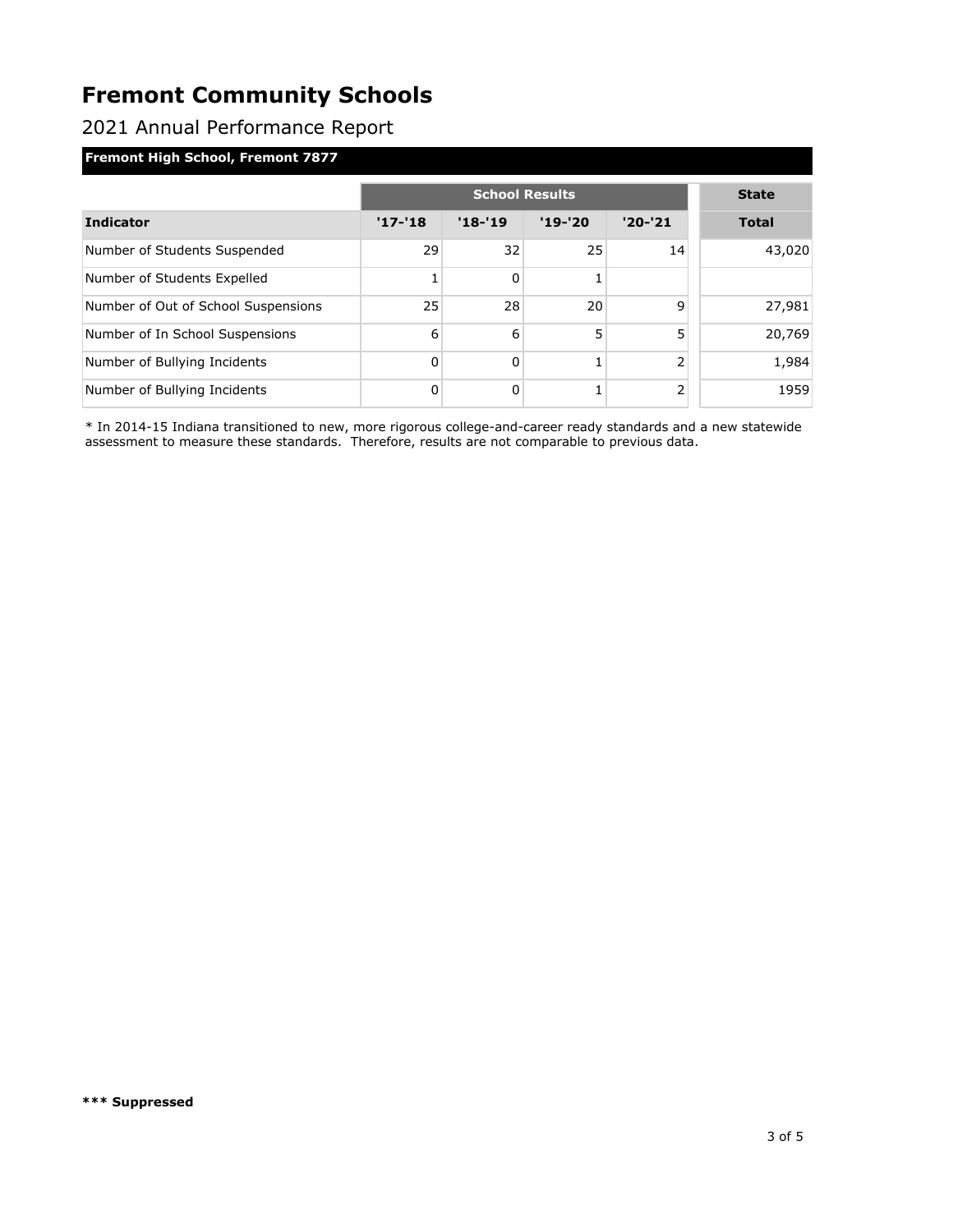# Fremont Community Schools

## 2021 Annual Performance Report

**Fremont High School, Fremont 7877**

| | School Results | | | | State |
|---|---|---|---|---|---|
| **Indicator** | **'17-'18** | **'18-'19** | **'19-'20** | **'20-'21** | **Total** |
| Number of Students Suspended | 29 | 32 | 25 | 14 | 43,020 |
| Number of Students Expelled | 1 | 0 | 1 | | |
| Number of Out of School Suspensions | 25 | 28 | 20 | 9 | 27,981 |
| Number of In School Suspensions | 6 | 6 | 5 | 5 | 20,769 |
| Number of Bullying Incidents | 0 | 0 | 1 | 2 | 1,984 |
| Number of Bullying Incidents | 0 | 0 | 1 | 2 | 1959 |

* In 2014-15 Indiana transitioned to new, more rigorous college-and-career ready standards and a new statewide assessment to measure these standards. Therefore, results are not comparable to previous data.

**\*\*\* Suppressed**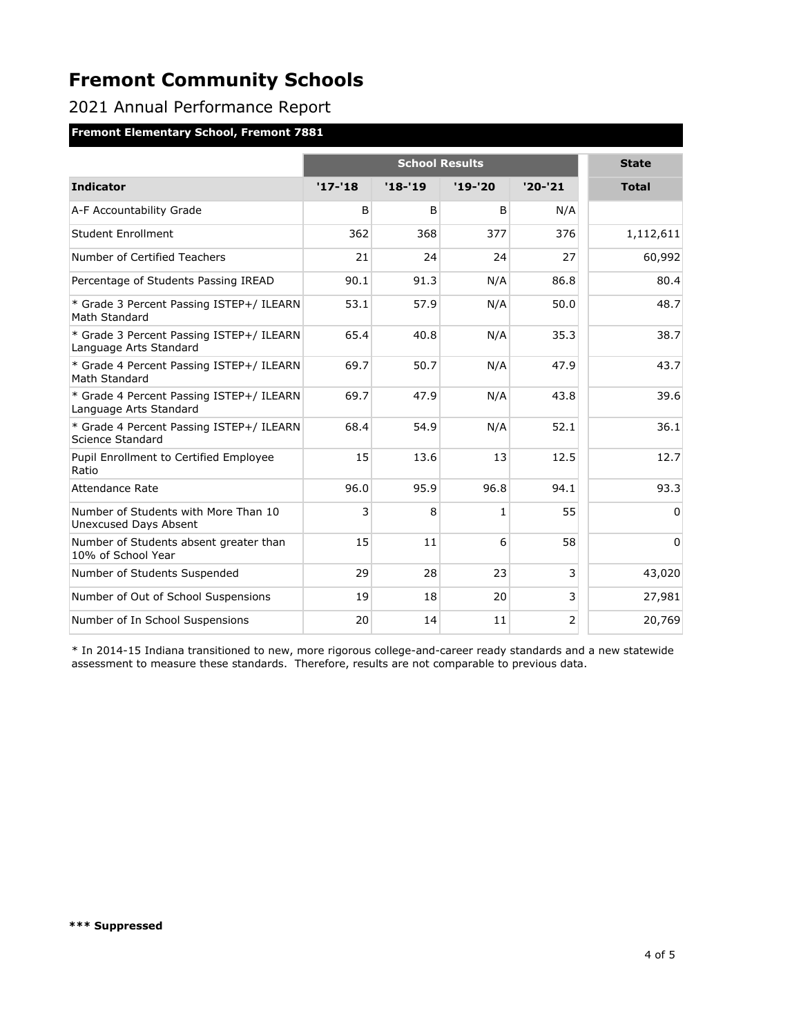# Fremont Community Schools

## 2021 Annual Performance Report

### Fremont Elementary School, Fremont 7881

| | School Results | | | | State |
|---|---|---|---|---|---|
| **Indicator** | **'17-'18** | **'18-'19** | **'19-'20** | **'20-'21** | **Total** |
| A-F Accountability Grade | B | B | B | N/A | |
| Student Enrollment | 362 | 368 | 377 | 376 | 1,112,611 |
| Number of Certified Teachers | 21 | 24 | 24 | 27 | 60,992 |
| Percentage of Students Passing IREAD | 90.1 | 91.3 | N/A | 86.8 | 80.4 |
| * Grade 3 Percent Passing ISTEP+/ ILEARN Math Standard | 53.1 | 57.9 | N/A | 50.0 | 48.7 |
| * Grade 3 Percent Passing ISTEP+/ ILEARN Language Arts Standard | 65.4 | 40.8 | N/A | 35.3 | 38.7 |
| * Grade 4 Percent Passing ISTEP+/ ILEARN Math Standard | 69.7 | 50.7 | N/A | 47.9 | 43.7 |
| * Grade 4 Percent Passing ISTEP+/ ILEARN Language Arts Standard | 69.7 | 47.9 | N/A | 43.8 | 39.6 |
| * Grade 4 Percent Passing ISTEP+/ ILEARN Science Standard | 68.4 | 54.9 | N/A | 52.1 | 36.1 |
| Pupil Enrollment to Certified Employee Ratio | 15 | 13.6 | 13 | 12.5 | 12.7 |
| Attendance Rate | 96.0 | 95.9 | 96.8 | 94.1 | 93.3 |
| Number of Students with More Than 10 Unexcused Days Absent | 3 | 8 | 1 | 55 | 0 |
| Number of Students absent greater than 10% of School Year | 15 | 11 | 6 | 58 | 0 |
| Number of Students Suspended | 29 | 28 | 23 | 3 | 43,020 |
| Number of Out of School Suspensions | 19 | 18 | 20 | 3 | 27,981 |
| Number of In School Suspensions | 20 | 14 | 11 | 2 | 20,769 |

* In 2014-15 Indiana transitioned to new, more rigorous college-and-career ready standards and a new statewide assessment to measure these standards. Therefore, results are not comparable to previous data.

**\*\*\* Suppressed**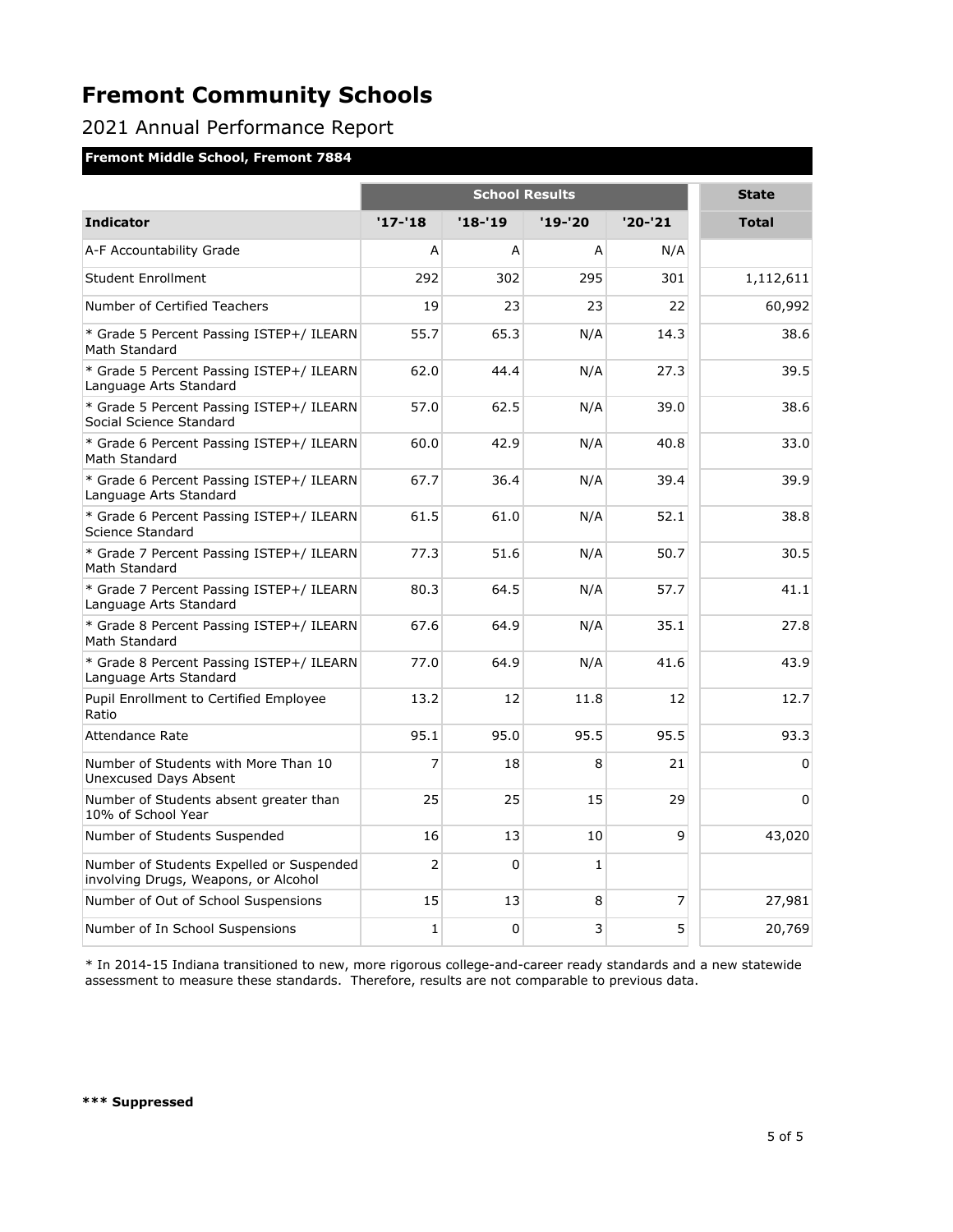# Fremont Community Schools

## 2021 Annual Performance Report

**Fremont Middle School, Fremont 7884**

| | School Results | | | | State |
|---|---|---|---|---|---|
| **Indicator** | **'17-'18** | **'18-'19** | **'19-'20** | **'20-'21** | **Total** |
| A-F Accountability Grade | A | A | A | N/A | |
| Student Enrollment | 292 | 302 | 295 | 301 | 1,112,611 |
| Number of Certified Teachers | 19 | 23 | 23 | 22 | 60,992 |
| * Grade 5 Percent Passing ISTEP+/ ILEARN Math Standard | 55.7 | 65.3 | N/A | 14.3 | 38.6 |
| * Grade 5 Percent Passing ISTEP+/ ILEARN Language Arts Standard | 62.0 | 44.4 | N/A | 27.3 | 39.5 |
| * Grade 5 Percent Passing ISTEP+/ ILEARN Social Science Standard | 57.0 | 62.5 | N/A | 39.0 | 38.6 |
| * Grade 6 Percent Passing ISTEP+/ ILEARN Math Standard | 60.0 | 42.9 | N/A | 40.8 | 33.0 |
| * Grade 6 Percent Passing ISTEP+/ ILEARN Language Arts Standard | 67.7 | 36.4 | N/A | 39.4 | 39.9 |
| * Grade 6 Percent Passing ISTEP+/ ILEARN Science Standard | 61.5 | 61.0 | N/A | 52.1 | 38.8 |
| * Grade 7 Percent Passing ISTEP+/ ILEARN Math Standard | 77.3 | 51.6 | N/A | 50.7 | 30.5 |
| * Grade 7 Percent Passing ISTEP+/ ILEARN Language Arts Standard | 80.3 | 64.5 | N/A | 57.7 | 41.1 |
| * Grade 8 Percent Passing ISTEP+/ ILEARN Math Standard | 67.6 | 64.9 | N/A | 35.1 | 27.8 |
| * Grade 8 Percent Passing ISTEP+/ ILEARN Language Arts Standard | 77.0 | 64.9 | N/A | 41.6 | 43.9 |
| Pupil Enrollment to Certified Employee Ratio | 13.2 | 12 | 11.8 | 12 | 12.7 |
| Attendance Rate | 95.1 | 95.0 | 95.5 | 95.5 | 93.3 |
| Number of Students with More Than 10 Unexcused Days Absent | 7 | 18 | 8 | 21 | 0 |
| Number of Students absent greater than 10% of School Year | 25 | 25 | 15 | 29 | 0 |
| Number of Students Suspended | 16 | 13 | 10 | 9 | 43,020 |
| Number of Students Expelled or Suspended involving Drugs, Weapons, or Alcohol | 2 | 0 | 1 | | |
| Number of Out of School Suspensions | 15 | 13 | 8 | 7 | 27,981 |
| Number of In School Suspensions | 1 | 0 | 3 | 5 | 20,769 |

* In 2014-15 Indiana transitioned to new, more rigorous college-and-career ready standards and a new statewide assessment to measure these standards. Therefore, results are not comparable to previous data.

**\*\*\* Suppressed**